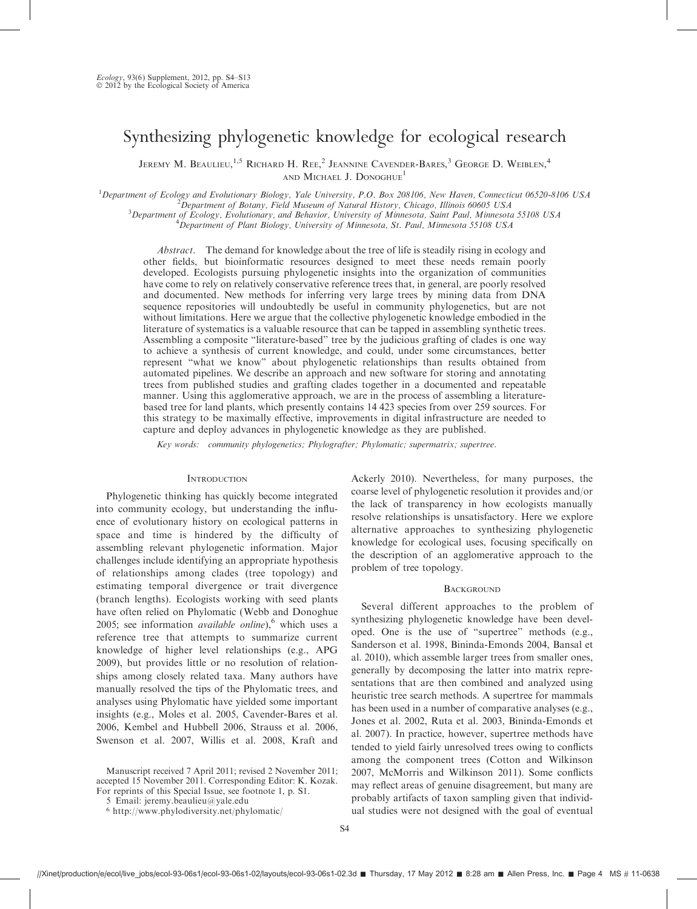# Synthesizing phylogenetic knowledge for ecological research

Jeremy M. Beaulieu,[1,5] Richard H. Ree,[2] Jeannine Cavender-Bares,[3] George D. Weiblen,[4] and Michael J. Donoghue[1]

[1]Department of Ecology and Evolutionary Biology, Yale University, P.O. Box 208106, New Haven, Connecticut 06520-8106 USA
[2]Department of Botany, Field Museum of Natural History, Chicago, Illinois 60605 USA
[3]Department of Ecology, Evolutionary, and Behavior, University of Minnesota, Saint Paul, Minnesota 55108 USA
[4]Department of Plant Biology, University of Minnesota, St. Paul, Minnesota 55108 USA

*Abstract*. The demand for knowledge about the tree of life is steadily rising in ecology and other fields, but bioinformatic resources designed to meet these needs remain poorly developed. Ecologists pursuing phylogenetic insights into the organization of communities have come to rely on relatively conservative reference trees that, in general, are poorly resolved and documented. New methods for inferring very large trees by mining data from DNA sequence repositories will undoubtedly be useful in community phylogenetics, but are not without limitations. Here we argue that the collective phylogenetic knowledge embodied in the literature of systematics is a valuable resource that can be tapped in assembling synthetic trees. Assembling a composite "literature-based" tree by the judicious grafting of clades is one way to achieve a synthesis of current knowledge, and could, under some circumstances, better represent "what we know" about phylogenetic relationships than results obtained from automated pipelines. We describe an approach and new software for storing and annotating trees from published studies and grafting clades together in a documented and repeatable manner. Using this agglomerative approach, we are in the process of assembling a literature-based tree for land plants, which presently contains 14 423 species from over 259 sources. For this strategy to be maximally effective, improvements in digital infrastructure are needed to capture and deploy advances in phylogenetic knowledge as they are published.

*Key words: community phylogenetics; Phylografter; Phylomatic; supermatrix; supertree.*

## Introduction

Phylogenetic thinking has quickly become integrated into community ecology, but understanding the influence of evolutionary history on ecological patterns in space and time is hindered by the difficulty of assembling relevant phylogenetic information. Major challenges include identifying an appropriate hypothesis of relationships among clades (tree topology) and estimating temporal divergence or trait divergence (branch lengths). Ecologists working with seed plants have often relied on Phylomatic (Webb and Donoghue 2005; see information *available online*),[6] which uses a reference tree that attempts to summarize current knowledge of higher level relationships (e.g., APG 2009), but provides little or no resolution of relationships among closely related taxa. Many authors have manually resolved the tips of the Phylomatic trees, and analyses using Phylomatic have yielded some important insights (e.g., Moles et al. 2005, Cavender-Bares et al. 2006, Kembel and Hubbell 2006, Strauss et al. 2006, Swenson et al. 2007, Willis et al. 2008, Kraft and Ackerly 2010). Nevertheless, for many purposes, the coarse level of phylogenetic resolution it provides and/or the lack of transparency in how ecologists manually resolve relationships is unsatisfactory. Here we explore alternative approaches to synthesizing phylogenetic knowledge for ecological uses, focusing specifically on the description of an agglomerative approach to the problem of tree topology.

## Background

Several different approaches to the problem of synthesizing phylogenetic knowledge have been developed. One is the use of "supertree" methods (e.g., Sanderson et al. 1998, Bininda-Emonds 2004, Bansal et al. 2010), which assemble larger trees from smaller ones, generally by decomposing the latter into matrix representations that are then combined and analyzed using heuristic tree search methods. A supertree for mammals has been used in a number of comparative analyses (e.g., Jones et al. 2002, Ruta et al. 2003, Bininda-Emonds et al. 2007). In practice, however, supertree methods have tended to yield fairly unresolved trees owing to conflicts among the component trees (Cotton and Wilkinson 2007, McMorris and Wilkinson 2011). Some conflicts may reflect areas of genuine disagreement, but many are probably artifacts of taxon sampling given that individual studies were not designed with the goal of eventual

Manuscript received 7 April 2011; revised 2 November 2011; accepted 15 November 2011. Corresponding Editor: K. Kozak. For reprints of this Special Issue, see footnote 1, p. S1.

[5] Email: jeremy.beaulieu@yale.edu

[6] http://www.phylodiversity.net/phylomatic/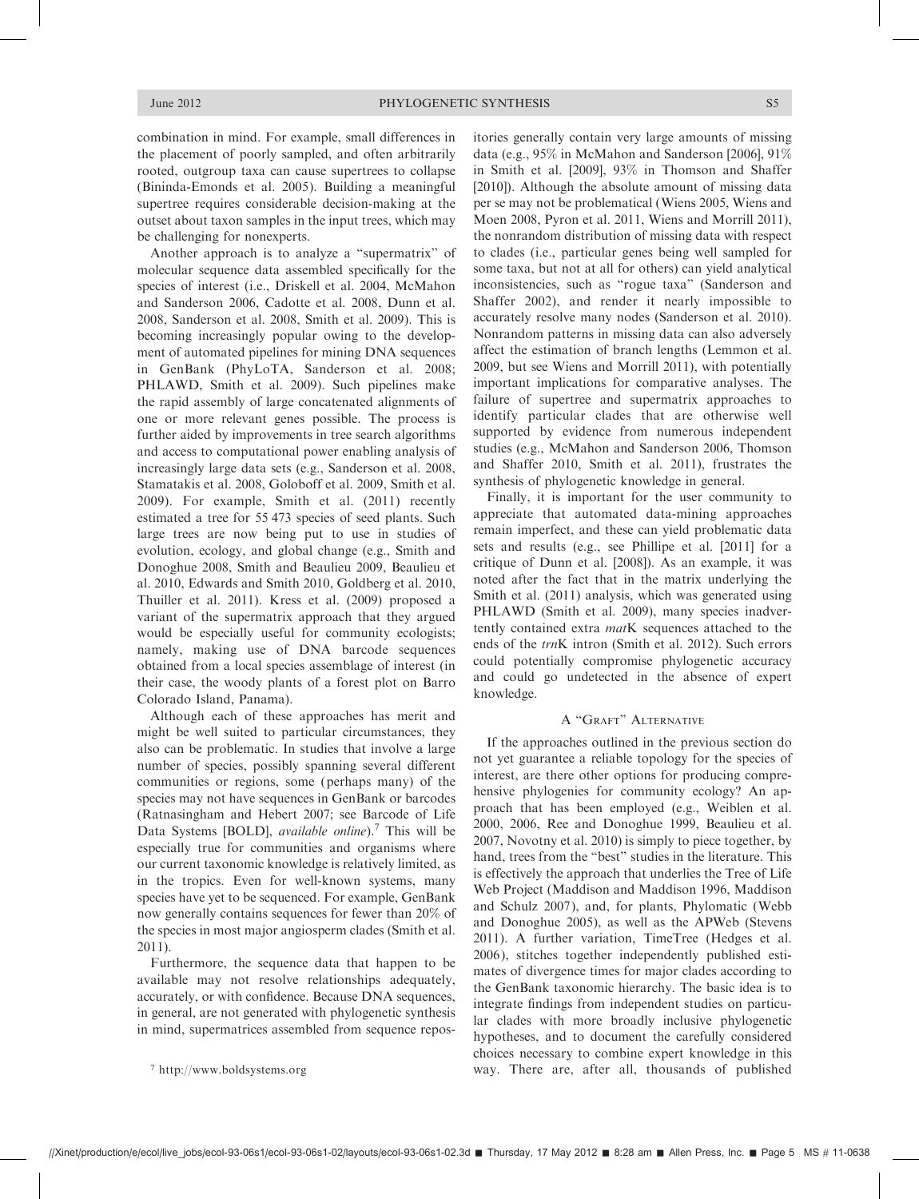combination in mind. For example, small differences in the placement of poorly sampled, and often arbitrarily rooted, outgroup taxa can cause supertrees to collapse (Bininda-Emonds et al. 2005). Building a meaningful supertree requires considerable decision-making at the outset about taxon samples in the input trees, which may be challenging for nonexperts.

Another approach is to analyze a "supermatrix" of molecular sequence data assembled specifically for the species of interest (i.e., Driskell et al. 2004, McMahon and Sanderson 2006, Cadotte et al. 2008, Dunn et al. 2008, Sanderson et al. 2008, Smith et al. 2009). This is becoming increasingly popular owing to the development of automated pipelines for mining DNA sequences in GenBank (PhyLoTA, Sanderson et al. 2008; PHLAWD, Smith et al. 2009). Such pipelines make the rapid assembly of large concatenated alignments of one or more relevant genes possible. The process is further aided by improvements in tree search algorithms and access to computational power enabling analysis of increasingly large data sets (e.g., Sanderson et al. 2008, Stamatakis et al. 2008, Goloboff et al. 2009, Smith et al. 2009). For example, Smith et al. (2011) recently estimated a tree for 55 473 species of seed plants. Such large trees are now being put to use in studies of evolution, ecology, and global change (e.g., Smith and Donoghue 2008, Smith and Beaulieu 2009, Beaulieu et al. 2010, Edwards and Smith 2010, Goldberg et al. 2010, Thuiller et al. 2011). Kress et al. (2009) proposed a variant of the supermatrix approach that they argued would be especially useful for community ecologists; namely, making use of DNA barcode sequences obtained from a local species assemblage of interest (in their case, the woody plants of a forest plot on Barro Colorado Island, Panama).

Although each of these approaches has merit and might be well suited to particular circumstances, they also can be problematic. In studies that involve a large number of species, possibly spanning several different communities or regions, some (perhaps many) of the species may not have sequences in GenBank or barcodes (Ratnasingham and Hebert 2007; see Barcode of Life Data Systems [BOLD], *available online*).[7] This will be especially true for communities and organisms where our current taxonomic knowledge is relatively limited, as in the tropics. Even for well-known systems, many species have yet to be sequenced. For example, GenBank now generally contains sequences for fewer than 20% of the species in most major angiosperm clades (Smith et al. 2011).

Furthermore, the sequence data that happen to be available may not resolve relationships adequately, accurately, or with confidence. Because DNA sequences, in general, are not generated with phylogenetic synthesis in mind, supermatrices assembled from sequence repositories generally contain very large amounts of missing data (e.g., 95% in McMahon and Sanderson [2006], 91% in Smith et al. [2009], 93% in Thomson and Shaffer [2010]). Although the absolute amount of missing data per se may not be problematical (Wiens 2005, Wiens and Moen 2008, Pyron et al. 2011, Wiens and Morrill 2011), the nonrandom distribution of missing data with respect to clades (i.e., particular genes being well sampled for some taxa, but not at all for others) can yield analytical inconsistencies, such as "rogue taxa" (Sanderson and Shaffer 2002), and render it nearly impossible to accurately resolve many nodes (Sanderson et al. 2010). Nonrandom patterns in missing data can also adversely affect the estimation of branch lengths (Lemmon et al. 2009, but see Wiens and Morrill 2011), with potentially important implications for comparative analyses. The failure of supertree and supermatrix approaches to identify particular clades that are otherwise well supported by evidence from numerous independent studies (e.g., McMahon and Sanderson 2006, Thomson and Shaffer 2010, Smith et al. 2011), frustrates the synthesis of phylogenetic knowledge in general.

Finally, it is important for the user community to appreciate that automated data-mining approaches remain imperfect, and these can yield problematic data sets and results (e.g., see Phillipe et al. [2011] for a critique of Dunn et al. [2008]). As an example, it was noted after the fact that in the matrix underlying the Smith et al. (2011) analysis, which was generated using PHLAWD (Smith et al. 2009), many species inadvertently contained extra *mat*K sequences attached to the ends of the *trn*K intron (Smith et al. 2012). Such errors could potentially compromise phylogenetic accuracy and could go undetected in the absence of expert knowledge.

## A "Graft" Alternative

If the approaches outlined in the previous section do not yet guarantee a reliable topology for the species of interest, are there other options for producing comprehensive phylogenies for community ecology? An approach that has been employed (e.g., Weiblen et al. 2000, 2006, Ree and Donoghue 1999, Beaulieu et al. 2007, Novotny et al. 2010) is simply to piece together, by hand, trees from the "best" studies in the literature. This is effectively the approach that underlies the Tree of Life Web Project (Maddison and Maddison 1996, Maddison and Schulz 2007), and, for plants, Phylomatic (Webb and Donoghue 2005), as well as the APWeb (Stevens 2011). A further variation, TimeTree (Hedges et al. 2006), stitches together independently published estimates of divergence times for major clades according to the GenBank taxonomic hierarchy. The basic idea is to integrate findings from independent studies on particular clades with more broadly inclusive phylogenetic hypotheses, and to document the carefully considered choices necessary to combine expert knowledge in this way. There are, after all, thousands of published

[7] http://www.boldsystems.org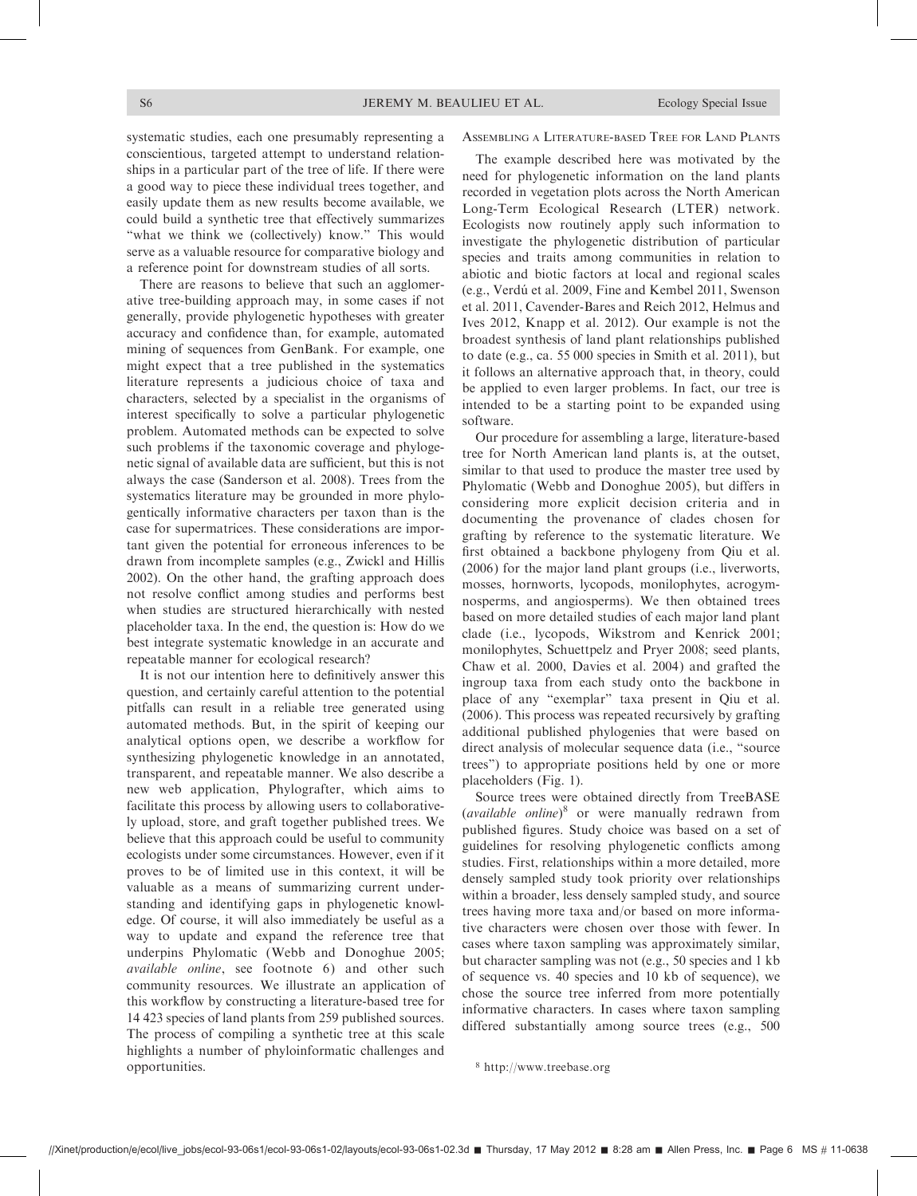systematic studies, each one presumably representing a conscientious, targeted attempt to understand relationships in a particular part of the tree of life. If there were a good way to piece these individual trees together, and easily update them as new results become available, we could build a synthetic tree that effectively summarizes "what we think we (collectively) know." This would serve as a valuable resource for comparative biology and a reference point for downstream studies of all sorts.

There are reasons to believe that such an agglomerative tree-building approach may, in some cases if not generally, provide phylogenetic hypotheses with greater accuracy and confidence than, for example, automated mining of sequences from GenBank. For example, one might expect that a tree published in the systematics literature represents a judicious choice of taxa and characters, selected by a specialist in the organisms of interest specifically to solve a particular phylogenetic problem. Automated methods can be expected to solve such problems if the taxonomic coverage and phylogenetic signal of available data are sufficient, but this is not always the case (Sanderson et al. 2008). Trees from the systematics literature may be grounded in more phylogenetically informative characters per taxon than is the case for supermatrices. These considerations are important given the potential for erroneous inferences to be drawn from incomplete samples (e.g., Zwickl and Hillis 2002). On the other hand, the grafting approach does not resolve conflict among studies and performs best when studies are structured hierarchically with nested placeholder taxa. In the end, the question is: How do we best integrate systematic knowledge in an accurate and repeatable manner for ecological research?

It is not our intention here to definitively answer this question, and certainly careful attention to the potential pitfalls can result in a reliable tree generated using automated methods. But, in the spirit of keeping our analytical options open, we describe a workflow for synthesizing phylogenetic knowledge in an annotated, transparent, and repeatable manner. We also describe a new web application, Phylografter, which aims to facilitate this process by allowing users to collaboratively upload, store, and graft together published trees. We believe that this approach could be useful to community ecologists under some circumstances. However, even if it proves to be of limited use in this context, it will be valuable as a means of summarizing current understanding and identifying gaps in phylogenetic knowledge. Of course, it will also immediately be useful as a way to update and expand the reference tree that underpins Phylomatic (Webb and Donoghue 2005; *available online*, see footnote 6) and other such community resources. We illustrate an application of this workflow by constructing a literature-based tree for 14 423 species of land plants from 259 published sources. The process of compiling a synthetic tree at this scale highlights a number of phyloinformatic challenges and opportunities.

## Assembling a Literature-based Tree for Land Plants

The example described here was motivated by the need for phylogenetic information on the land plants recorded in vegetation plots across the North American Long-Term Ecological Research (LTER) network. Ecologists now routinely apply such information to investigate the phylogenetic distribution of particular species and traits among communities in relation to abiotic and biotic factors at local and regional scales (e.g., Verdú et al. 2009, Fine and Kembel 2011, Swenson et al. 2011, Cavender-Bares and Reich 2012, Helmus and Ives 2012, Knapp et al. 2012). Our example is not the broadest synthesis of land plant relationships published to date (e.g., ca. 55 000 species in Smith et al. 2011), but it follows an alternative approach that, in theory, could be applied to even larger problems. In fact, our tree is intended to be a starting point to be expanded using software.

Our procedure for assembling a large, literature-based tree for North American land plants is, at the outset, similar to that used to produce the master tree used by Phylomatic (Webb and Donoghue 2005), but differs in considering more explicit decision criteria and in documenting the provenance of clades chosen for grafting by reference to the systematic literature. We first obtained a backbone phylogeny from Qiu et al. (2006) for the major land plant groups (i.e., liverworts, mosses, hornworts, lycopods, monilophytes, acrogymnosperms, and angiosperms). We then obtained trees based on more detailed studies of each major land plant clade (i.e., lycopods, Wikstrom and Kenrick 2001; monilophytes, Schuettpelz and Pryer 2008; seed plants, Chaw et al. 2000, Davies et al. 2004) and grafted the ingroup taxa from each study onto the backbone in place of any "exemplar" taxa present in Qiu et al. (2006). This process was repeated recursively by grafting additional published phylogenies that were based on direct analysis of molecular sequence data (i.e., "source trees") to appropriate positions held by one or more placeholders (Fig. 1).

Source trees were obtained directly from TreeBASE (*available online*)[8] or were manually redrawn from published figures. Study choice was based on a set of guidelines for resolving phylogenetic conflicts among studies. First, relationships within a more detailed, more densely sampled study took priority over relationships within a broader, less densely sampled study, and source trees having more taxa and/or based on more informative characters were chosen over those with fewer. In cases where taxon sampling was approximately similar, but character sampling was not (e.g., 50 species and 1 kb of sequence vs. 40 species and 10 kb of sequence), we chose the source tree inferred from more potentially informative characters. In cases where taxon sampling differed substantially among source trees (e.g., 500

[8] http://www.treebase.org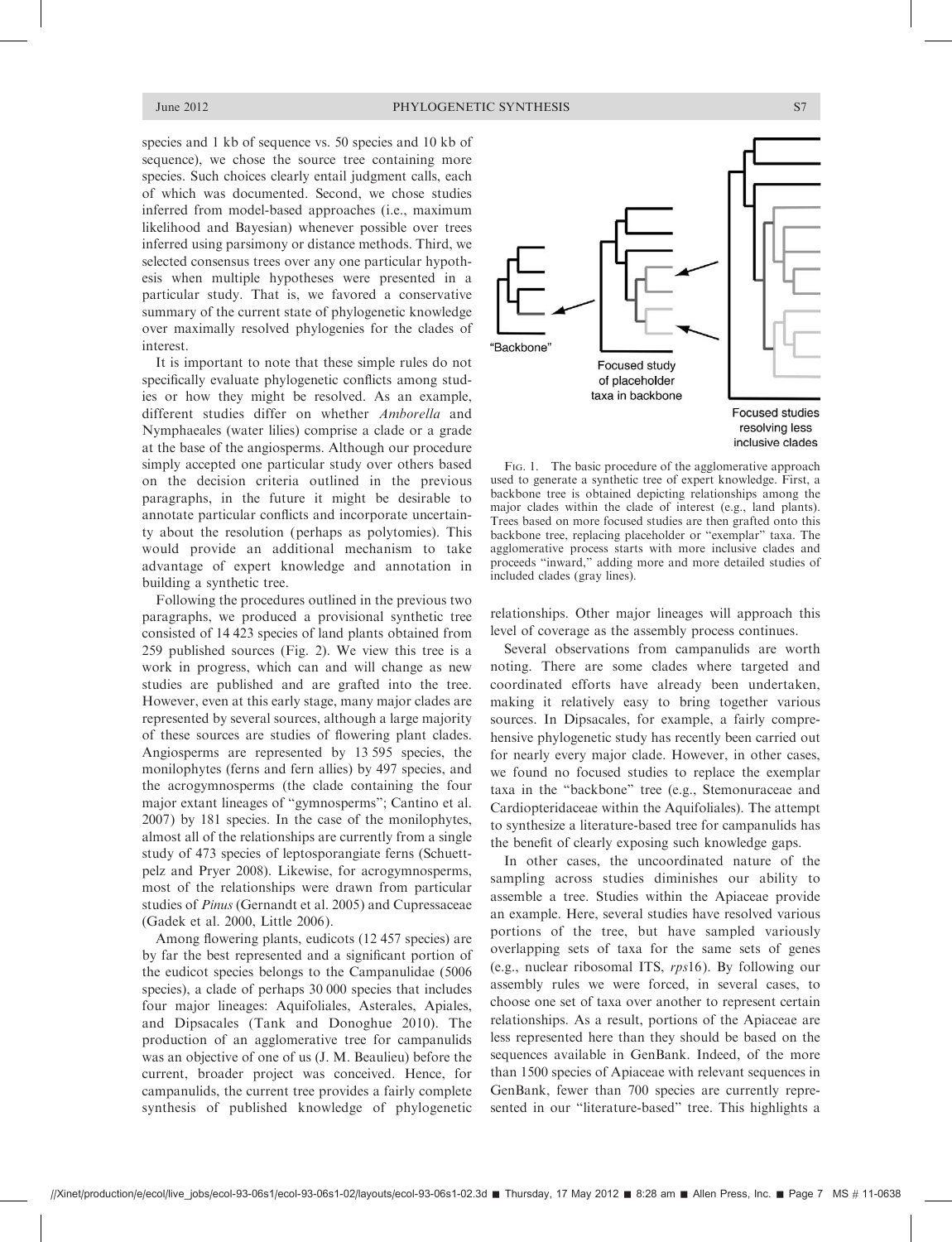species and 1 kb of sequence vs. 50 species and 10 kb of sequence), we chose the source tree containing more species. Such choices clearly entail judgment calls, each of which was documented. Second, we chose studies inferred from model-based approaches (i.e., maximum likelihood and Bayesian) whenever possible over trees inferred using parsimony or distance methods. Third, we selected consensus trees over any one particular hypothesis when multiple hypotheses were presented in a particular study. That is, we favored a conservative summary of the current state of phylogenetic knowledge over maximally resolved phylogenies for the clades of interest.

It is important to note that these simple rules do not specifically evaluate phylogenetic conflicts among studies or how they might be resolved. As an example, different studies differ on whether *Amborella* and Nymphaeales (water lilies) comprise a clade or a grade at the base of the angiosperms. Although our procedure simply accepted one particular study over others based on the decision criteria outlined in the previous paragraphs, in the future it might be desirable to annotate particular conflicts and incorporate uncertainty about the resolution (perhaps as polytomies). This would provide an additional mechanism to take advantage of expert knowledge and annotation in building a synthetic tree.

Following the procedures outlined in the previous two paragraphs, we produced a provisional synthetic tree consisted of 14 423 species of land plants obtained from 259 published sources (Fig. 2). We view this tree is a work in progress, which can and will change as new studies are published and are grafted into the tree. However, even at this early stage, many major clades are represented by several sources, although a large majority of these sources are studies of flowering plant clades. Angiosperms are represented by 13 595 species, the monilophytes (ferns and fern allies) by 497 species, and the acrogymnosperms (the clade containing the four major extant lineages of "gymnosperms"; Cantino et al. 2007) by 181 species. In the case of the monilophytes, almost all of the relationships are currently from a single study of 473 species of leptosporangiate ferns (Schuettpelz and Pryer 2008). Likewise, for acrogymnosperms, most of the relationships were drawn from particular studies of *Pinus* (Gernandt et al. 2005) and Cupressaceae (Gadek et al. 2000, Little 2006).

Among flowering plants, eudicots (12 457 species) are by far the best represented and a significant portion of the eudicot species belongs to the Campanulidae (5006 species), a clade of perhaps 30 000 species that includes four major lineages: Aquifoliales, Asterales, Apiales, and Dipsacales (Tank and Donoghue 2010). The production of an agglomerative tree for campanulids was an objective of one of us (J. M. Beaulieu) before the current, broader project was conceived. Hence, for campanulids, the current tree provides a fairly complete synthesis of published knowledge of phylogenetic relationships. Other major lineages will approach this level of coverage as the assembly process continues.

"Backbone" | Focused study of placeholder taxa in backbone | Focused studies resolving less inclusive clades

FIG. 1. The basic procedure of the agglomerative approach used to generate a synthetic tree of expert knowledge. First, a backbone tree is obtained depicting relationships among the major clades within the clade of interest (e.g., land plants). Trees based on more focused studies are then grafted onto this backbone tree, replacing placeholder or "exemplar" taxa. The agglomerative process starts with more inclusive clades and proceeds "inward," adding more and more detailed studies of included clades (gray lines).

Several observations from campanulids are worth noting. There are some clades where targeted and coordinated efforts have already been undertaken, making it relatively easy to bring together various sources. In Dipsacales, for example, a fairly comprehensive phylogenetic study has recently been carried out for nearly every major clade. However, in other cases, we found no focused studies to replace the exemplar taxa in the "backbone" tree (e.g., Stemonuraceae and Cardiopteridaceae within the Aquifoliales). The attempt to synthesize a literature-based tree for campanulids has the benefit of clearly exposing such knowledge gaps.

In other cases, the uncoordinated nature of the sampling across studies diminishes our ability to assemble a tree. Studies within the Apiaceae provide an example. Here, several studies have resolved various portions of the tree, but have sampled variously overlapping sets of taxa for the same sets of genes (e.g., nuclear ribosomal ITS, *rps*16). By following our assembly rules we were forced, in several cases, to choose one set of taxa over another to represent certain relationships. As a result, portions of the Apiaceae are less represented here than they should be based on the sequences available in GenBank. Indeed, of the more than 1500 species of Apiaceae with relevant sequences in GenBank, fewer than 700 species are currently represented in our "literature-based" tree. This highlights a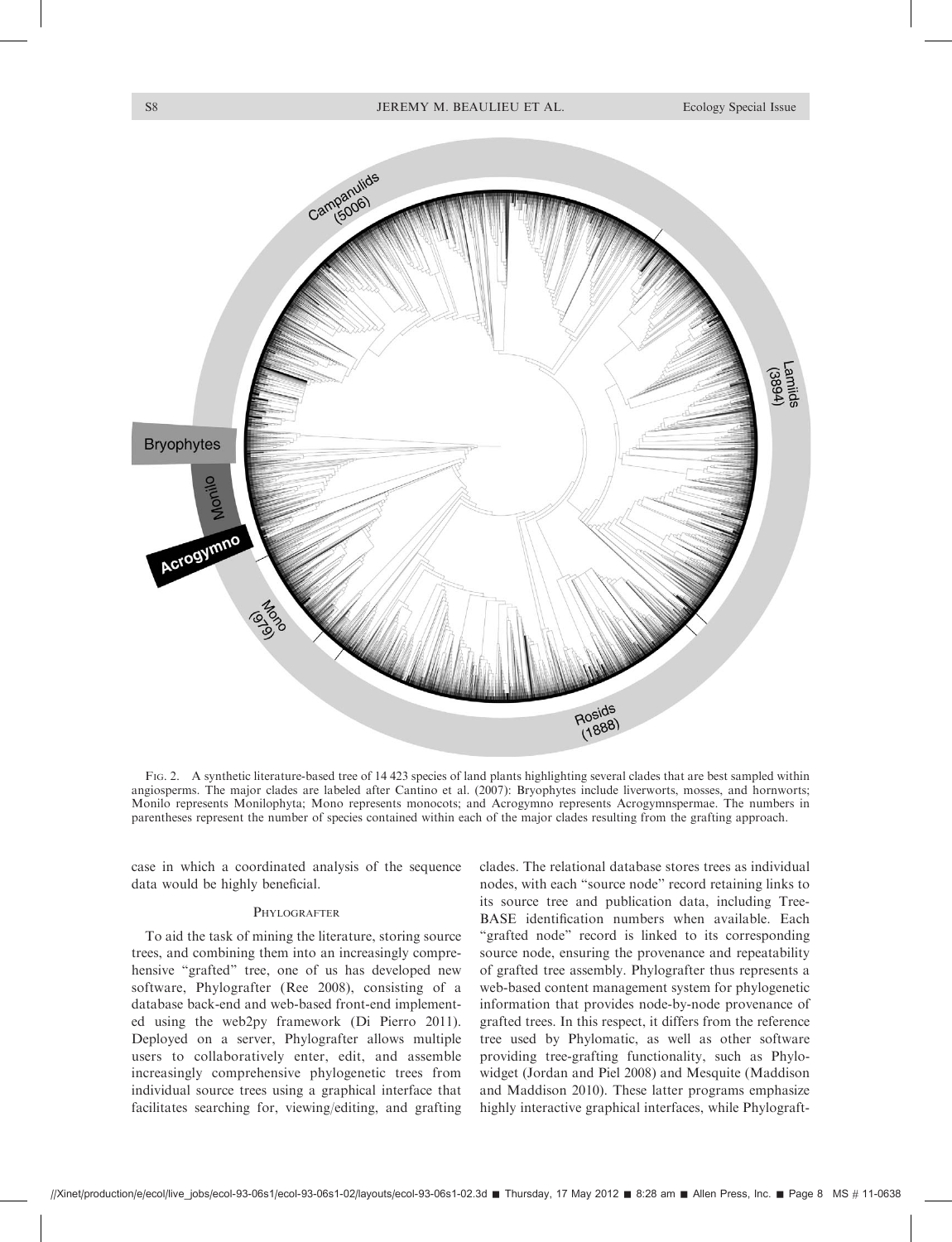FIG. 2. A synthetic literature-based tree of 14 423 species of land plants highlighting several clades that are best sampled within angiosperms. The major clades are labeled after Cantino et al. (2007): Bryophytes include liverworts, mosses, and hornworts; Monilo represents Monilophyta; Mono represents monocots; and Acrogymno represents Acrogymnspermae. The numbers in parentheses represent the number of species contained within each of the major clades resulting from the grafting approach.

case in which a coordinated analysis of the sequence data would be highly beneficial.

## PHYLOGRAFTER

To aid the task of mining the literature, storing source trees, and combining them into an increasingly comprehensive "grafted" tree, one of us has developed new software, Phylografter (Ree 2008), consisting of a database back-end and web-based front-end implemented using the web2py framework (Di Pierro 2011). Deployed on a server, Phylografter allows multiple users to collaboratively enter, edit, and assemble increasingly comprehensive phylogenetic trees from individual source trees using a graphical interface that facilitates searching for, viewing/editing, and grafting clades. The relational database stores trees as individual nodes, with each "source node" record retaining links to its source tree and publication data, including TreeBASE identification numbers when available. Each "grafted node" record is linked to its corresponding source node, ensuring the provenance and repeatability of grafted tree assembly. Phylografter thus represents a web-based content management system for phylogenetic information that provides node-by-node provenance of grafted trees. In this respect, it differs from the reference tree used by Phylomatic, as well as other software providing tree-grafting functionality, such as Phylowidget (Jordan and Piel 2008) and Mesquite (Maddison and Maddison 2010). These latter programs emphasize highly interactive graphical interfaces, while Phylograft-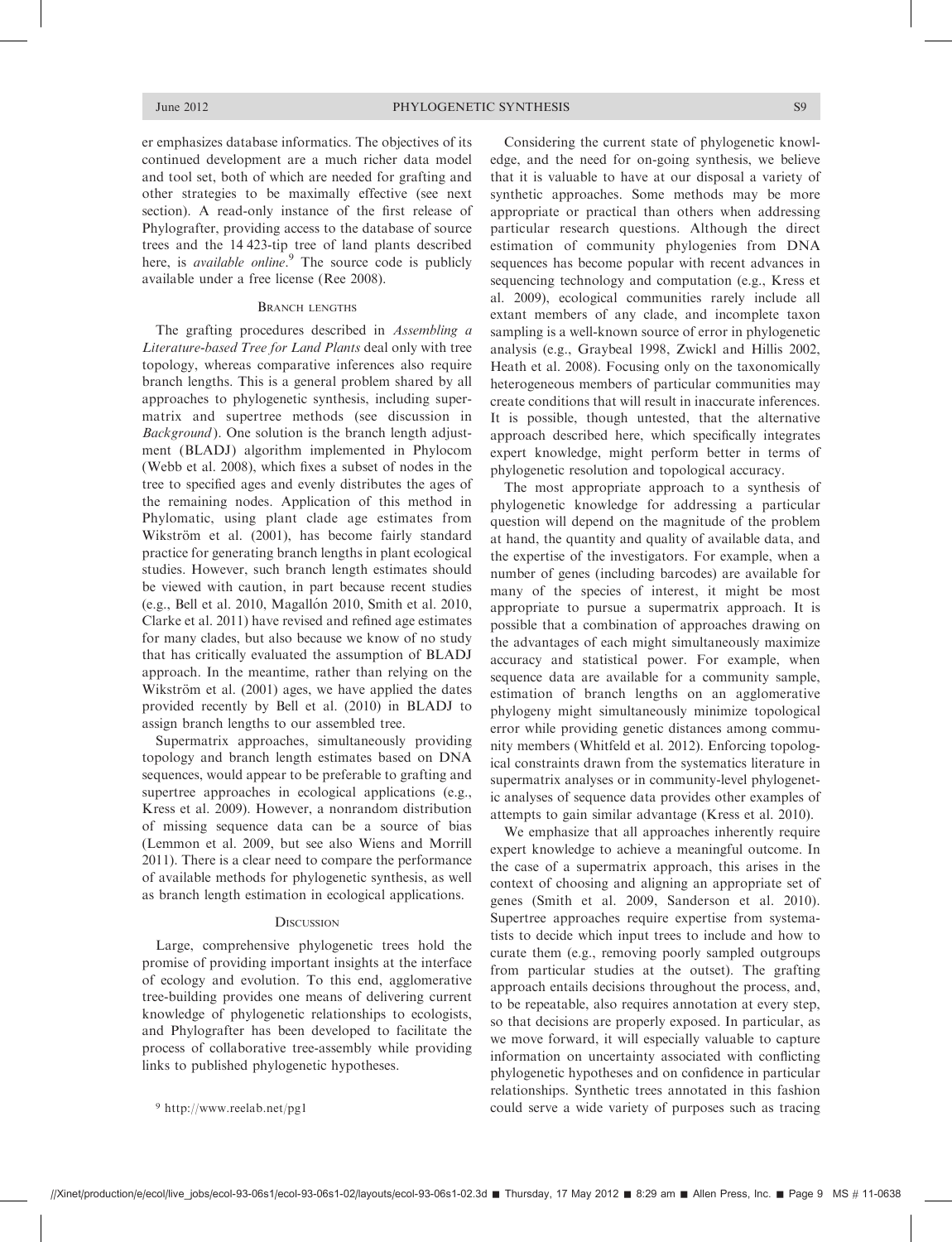er emphasizes database informatics. The objectives of its continued development are a much richer data model and tool set, both of which are needed for grafting and other strategies to be maximally effective (see next section). A read-only instance of the first release of Phylografter, providing access to the database of source trees and the 14 423-tip tree of land plants described here, is *available online*.[9] The source code is publicly available under a free license (Ree 2008).

### Branch lengths

The grafting procedures described in *Assembling a Literature-based Tree for Land Plants* deal only with tree topology, whereas comparative inferences also require branch lengths. This is a general problem shared by all approaches to phylogenetic synthesis, including supermatrix and supertree methods (see discussion in *Background*). One solution is the branch length adjustment (BLADJ) algorithm implemented in Phylocom (Webb et al. 2008), which fixes a subset of nodes in the tree to specified ages and evenly distributes the ages of the remaining nodes. Application of this method in Phylomatic, using plant clade age estimates from Wikström et al. (2001), has become fairly standard practice for generating branch lengths in plant ecological studies. However, such branch length estimates should be viewed with caution, in part because recent studies (e.g., Bell et al. 2010, Magallón 2010, Smith et al. 2010, Clarke et al. 2011) have revised and refined age estimates for many clades, but also because we know of no study that has critically evaluated the assumption of BLADJ approach. In the meantime, rather than relying on the Wikström et al. (2001) ages, we have applied the dates provided recently by Bell et al. (2010) in BLADJ to assign branch lengths to our assembled tree.

Supermatrix approaches, simultaneously providing topology and branch length estimates based on DNA sequences, would appear to be preferable to grafting and supertree approaches in ecological applications (e.g., Kress et al. 2009). However, a nonrandom distribution of missing sequence data can be a source of bias (Lemmon et al. 2009, but see also Wiens and Morrill 2011). There is a clear need to compare the performance of available methods for phylogenetic synthesis, as well as branch length estimation in ecological applications.

## Discussion

Large, comprehensive phylogenetic trees hold the promise of providing important insights at the interface of ecology and evolution. To this end, agglomerative tree-building provides one means of delivering current knowledge of phylogenetic relationships to ecologists, and Phylografter has been developed to facilitate the process of collaborative tree-assembly while providing links to published phylogenetic hypotheses.

Considering the current state of phylogenetic knowledge, and the need for on-going synthesis, we believe that it is valuable to have at our disposal a variety of synthetic approaches. Some methods may be more appropriate or practical than others when addressing particular research questions. Although the direct estimation of community phylogenies from DNA sequences has become popular with recent advances in sequencing technology and computation (e.g., Kress et al. 2009), ecological communities rarely include all extant members of any clade, and incomplete taxon sampling is a well-known source of error in phylogenetic analysis (e.g., Graybeal 1998, Zwickl and Hillis 2002, Heath et al. 2008). Focusing only on the taxonomically heterogeneous members of particular communities may create conditions that will result in inaccurate inferences. It is possible, though untested, that the alternative approach described here, which specifically integrates expert knowledge, might perform better in terms of phylogenetic resolution and topological accuracy.

The most appropriate approach to a synthesis of phylogenetic knowledge for addressing a particular question will depend on the magnitude of the problem at hand, the quantity and quality of available data, and the expertise of the investigators. For example, when a number of genes (including barcodes) are available for many of the species of interest, it might be most appropriate to pursue a supermatrix approach. It is possible that a combination of approaches drawing on the advantages of each might simultaneously maximize accuracy and statistical power. For example, when sequence data are available for a community sample, estimation of branch lengths on an agglomerative phylogeny might simultaneously minimize topological error while providing genetic distances among community members (Whitfeld et al. 2012). Enforcing topological constraints drawn from the systematics literature in supermatrix analyses or in community-level phylogenetic analyses of sequence data provides other examples of attempts to gain similar advantage (Kress et al. 2010).

We emphasize that all approaches inherently require expert knowledge to achieve a meaningful outcome. In the case of a supermatrix approach, this arises in the context of choosing and aligning an appropriate set of genes (Smith et al. 2009, Sanderson et al. 2010). Supertree approaches require expertise from systematists to decide which input trees to include and how to curate them (e.g., removing poorly sampled outgroups from particular studies at the outset). The grafting approach entails decisions throughout the process, and, to be repeatable, also requires annotation at every step, so that decisions are properly exposed. In particular, as we move forward, it will especially valuable to capture information on uncertainty associated with conflicting phylogenetic hypotheses and on confidence in particular relationships. Synthetic trees annotated in this fashion could serve a wide variety of purposes such as tracing

[9] http://www.reelab.net/pg1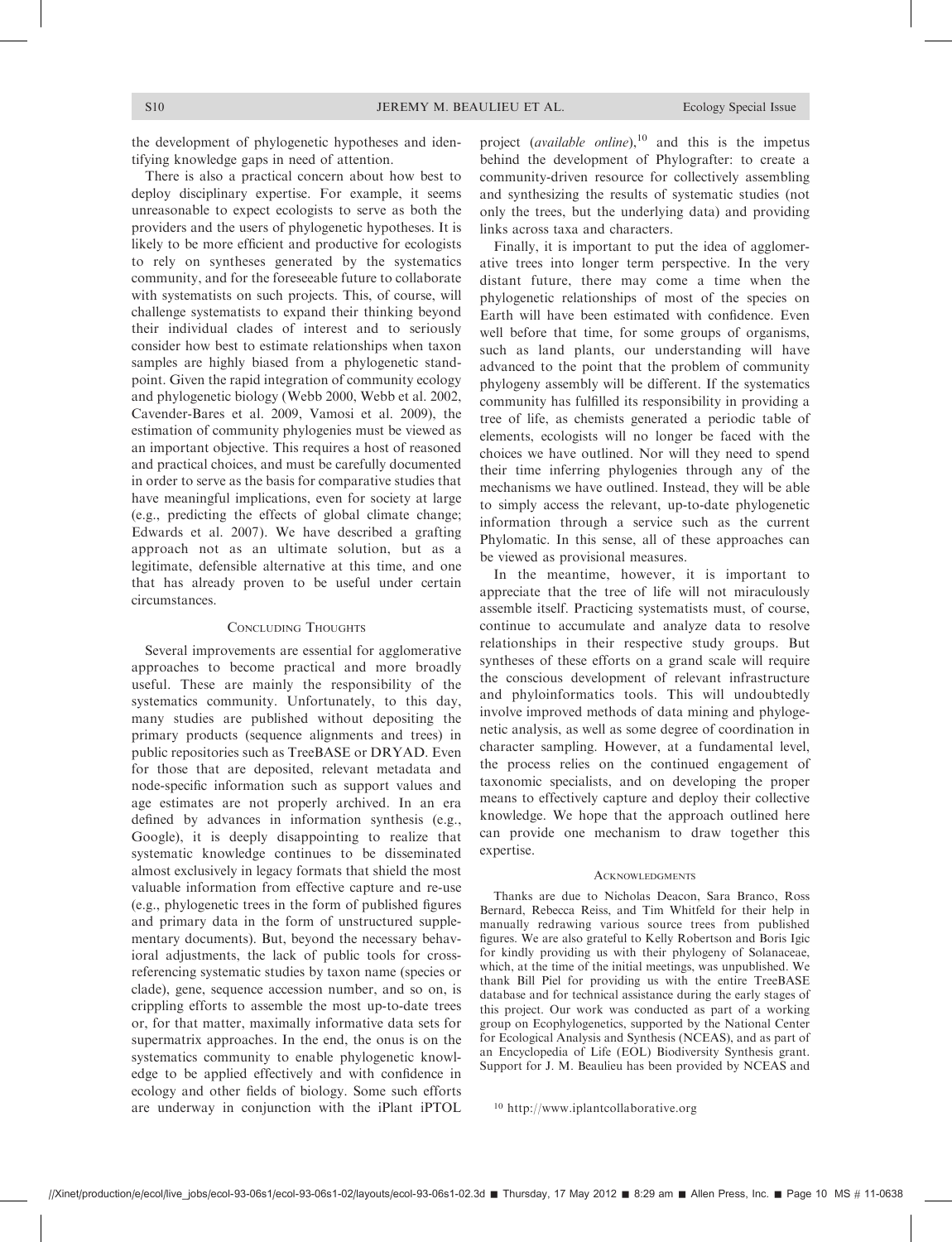the development of phylogenetic hypotheses and identifying knowledge gaps in need of attention.

There is also a practical concern about how best to deploy disciplinary expertise. For example, it seems unreasonable to expect ecologists to serve as both the providers and the users of phylogenetic hypotheses. It is likely to be more efficient and productive for ecologists to rely on syntheses generated by the systematics community, and for the foreseeable future to collaborate with systematists on such projects. This, of course, will challenge systematists to expand their thinking beyond their individual clades of interest and to seriously consider how best to estimate relationships when taxon samples are highly biased from a phylogenetic standpoint. Given the rapid integration of community ecology and phylogenetic biology (Webb 2000, Webb et al. 2002, Cavender-Bares et al. 2009, Vamosi et al. 2009), the estimation of community phylogenies must be viewed as an important objective. This requires a host of reasoned and practical choices, and must be carefully documented in order to serve as the basis for comparative studies that have meaningful implications, even for society at large (e.g., predicting the effects of global climate change; Edwards et al. 2007). We have described a grafting approach not as an ultimate solution, but as a legitimate, defensible alternative at this time, and one that has already proven to be useful under certain circumstances.

## Concluding Thoughts

Several improvements are essential for agglomerative approaches to become practical and more broadly useful. These are mainly the responsibility of the systematics community. Unfortunately, to this day, many studies are published without depositing the primary products (sequence alignments and trees) in public repositories such as TreeBASE or DRYAD. Even for those that are deposited, relevant metadata and node-specific information such as support values and age estimates are not properly archived. In an era defined by advances in information synthesis (e.g., Google), it is deeply disappointing to realize that systematic knowledge continues to be disseminated almost exclusively in legacy formats that shield the most valuable information from effective capture and re-use (e.g., phylogenetic trees in the form of published figures and primary data in the form of unstructured supplementary documents). But, beyond the necessary behavioral adjustments, the lack of public tools for cross-referencing systematic studies by taxon name (species or clade), gene, sequence accession number, and so on, is crippling efforts to assemble the most up-to-date trees or, for that matter, maximally informative data sets for supermatrix approaches. In the end, the onus is on the systematics community to enable phylogenetic knowledge to be applied effectively and with confidence in ecology and other fields of biology. Some such efforts are underway in conjunction with the iPlant iPTOL project (*available online*),[10] and this is the impetus behind the development of Phylografter: to create a community-driven resource for collectively assembling and synthesizing the results of systematic studies (not only the trees, but the underlying data) and providing links across taxa and characters.

Finally, it is important to put the idea of agglomerative trees into longer term perspective. In the very distant future, there may come a time when the phylogenetic relationships of most of the species on Earth will have been estimated with confidence. Even well before that time, for some groups of organisms, such as land plants, our understanding will have advanced to the point that the problem of community phylogeny assembly will be different. If the systematics community has fulfilled its responsibility in providing a tree of life, as chemists generated a periodic table of elements, ecologists will no longer be faced with the choices we have outlined. Nor will they need to spend their time inferring phylogenies through any of the mechanisms we have outlined. Instead, they will be able to simply access the relevant, up-to-date phylogenetic information through a service such as the current Phylomatic. In this sense, all of these approaches can be viewed as provisional measures.

In the meantime, however, it is important to appreciate that the tree of life will not miraculously assemble itself. Practicing systematists must, of course, continue to accumulate and analyze data to resolve relationships in their respective study groups. But syntheses of these efforts on a grand scale will require the conscious development of relevant infrastructure and phyloinformatics tools. This will undoubtedly involve improved methods of data mining and phylogenetic analysis, as well as some degree of coordination in character sampling. However, at a fundamental level, the process relies on the continued engagement of taxonomic specialists, and on developing the proper means to effectively capture and deploy their collective knowledge. We hope that the approach outlined here can provide one mechanism to draw together this expertise.

## Acknowledgments

Thanks are due to Nicholas Deacon, Sara Branco, Ross Bernard, Rebecca Reiss, and Tim Whitfeld for their help in manually redrawing various source trees from published figures. We are also grateful to Kelly Robertson and Boris Igic for kindly providing us with their phylogeny of Solanaceae, which, at the time of the initial meetings, was unpublished. We thank Bill Piel for providing us with the entire TreeBASE database and for technical assistance during the early stages of this project. Our work was conducted as part of a working group on Ecophylogenetics, supported by the National Center for Ecological Analysis and Synthesis (NCEAS), and as part of an Encyclopedia of Life (EOL) Biodiversity Synthesis grant. Support for J. M. Beaulieu has been provided by NCEAS and

[10] http://www.iplantcollaborative.org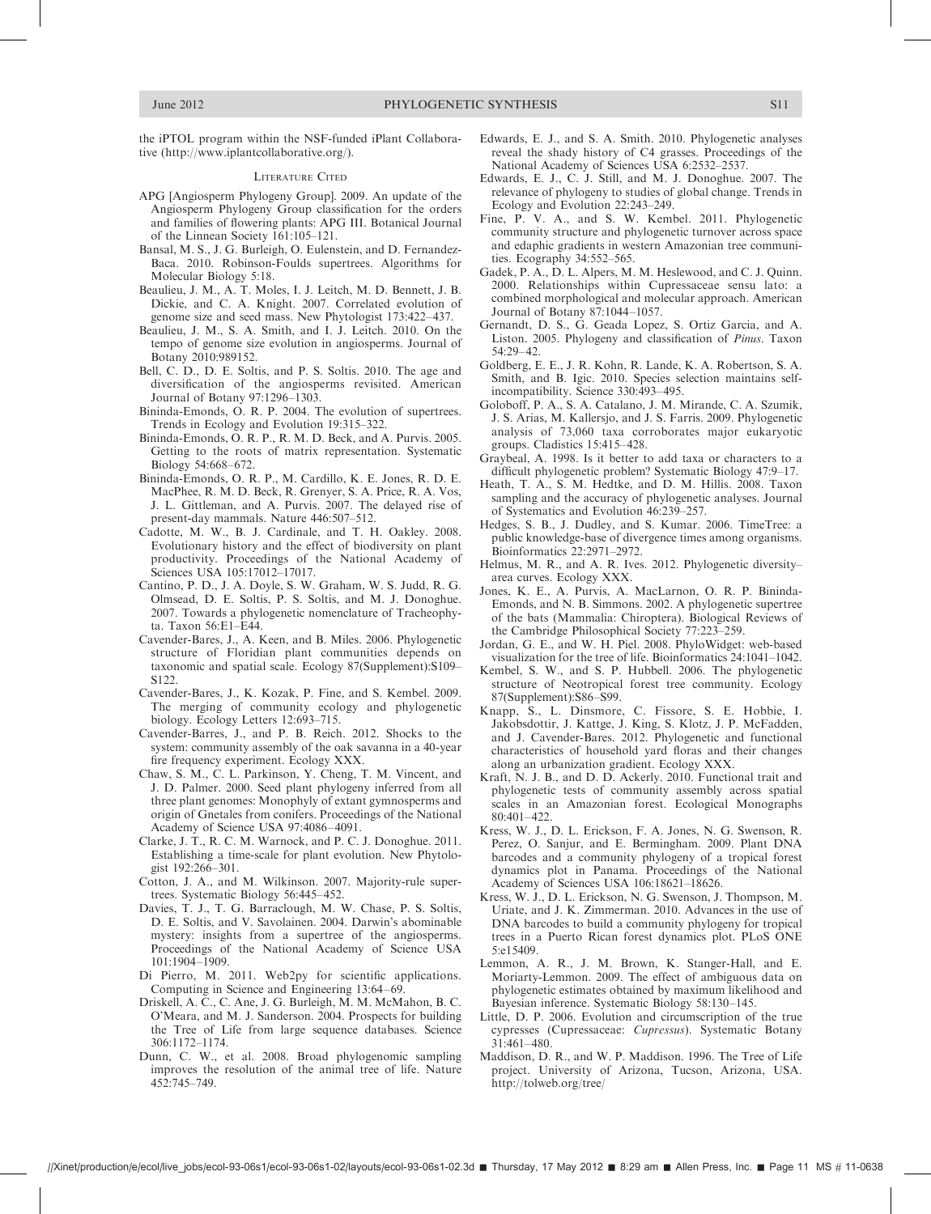the iPTOL program within the NSF-funded iPlant Collaborative (http://www.iplantcollaborative.org/).

## Literature Cited

APG [Angiosperm Phylogeny Group]. 2009. An update of the Angiosperm Phylogeny Group classification for the orders and families of flowering plants: APG III. Botanical Journal of the Linnean Society 161:105–121.

Bansal, M. S., J. G. Burleigh, O. Eulenstein, and D. Fernandez-Baca. 2010. Robinson-Foulds supertrees. Algorithms for Molecular Biology 5:18.

Beaulieu, J. M., A. T. Moles, I. J. Leitch, M. D. Bennett, J. B. Dickie, and C. A. Knight. 2007. Correlated evolution of genome size and seed mass. New Phytologist 173:422–437.

Beaulieu, J. M., S. A. Smith, and I. J. Leitch. 2010. On the tempo of genome size evolution in angiosperms. Journal of Botany 2010:989152.

Bell, C. D., D. E. Soltis, and P. S. Soltis. 2010. The age and diversification of the angiosperms revisited. American Journal of Botany 97:1296–1303.

Bininda-Emonds, O. R. P. 2004. The evolution of supertrees. Trends in Ecology and Evolution 19:315–322.

Bininda-Emonds, O. R. P., R. M. D. Beck, and A. Purvis. 2005. Getting to the roots of matrix representation. Systematic Biology 54:668–672.

Bininda-Emonds, O. R. P., M. Cardillo, K. E. Jones, R. D. E. MacPhee, R. M. D. Beck, R. Grenyer, S. A. Price, R. A. Vos, J. L. Gittleman, and A. Purvis. 2007. The delayed rise of present-day mammals. Nature 446:507–512.

Cadotte, M. W., B. J. Cardinale, and T. H. Oakley. 2008. Evolutionary history and the effect of biodiversity on plant productivity. Proceedings of the National Academy of Sciences USA 105:17012–17017.

Cantino, P. D., J. A. Doyle, S. W. Graham, W. S. Judd, R. G. Olmsead, D. E. Soltis, P. S. Soltis, and M. J. Donoghue. 2007. Towards a phylogenetic nomenclature of Tracheophyta. Taxon 56:E1–E44.

Cavender-Bares, J., A. Keen, and B. Miles. 2006. Phylogenetic structure of Floridian plant communities depends on taxonomic and spatial scale. Ecology 87(Supplement):S109–S122.

Cavender-Bares, J., K. Kozak, P. Fine, and S. Kembel. 2009. The merging of community ecology and phylogenetic biology. Ecology Letters 12:693–715.

Cavender-Barres, J., and P. B. Reich. 2012. Shocks to the system: community assembly of the oak savanna in a 40-year fire frequency experiment. Ecology XXX.

Chaw, S. M., C. L. Parkinson, Y. Cheng, T. M. Vincent, and J. D. Palmer. 2000. Seed plant phylogeny inferred from all three plant genomes: Monophyly of extant gymnosperms and origin of Gnetales from conifers. Proceedings of the National Academy of Science USA 97:4086–4091.

Clarke, J. T., R. C. M. Warnock, and P. C. J. Donoghue. 2011. Establishing a time-scale for plant evolution. New Phytologist 192:266–301.

Cotton, J. A., and M. Wilkinson. 2007. Majority-rule supertrees. Systematic Biology 56:445–452.

Davies, T. J., T. G. Barraclough, M. W. Chase, P. S. Soltis, D. E. Soltis, and V. Savolainen. 2004. Darwin's abominable mystery: insights from a supertree of the angiosperms. Proceedings of the National Academy of Science USA 101:1904–1909.

Di Pierro, M. 2011. Web2py for scientific applications. Computing in Science and Engineering 13:64–69.

Driskell, A. C., C. Ane, J. G. Burleigh, M. M. McMahon, B. C. O'Meara, and M. J. Sanderson. 2004. Prospects for building the Tree of Life from large sequence databases. Science 306:1172–1174.

Dunn, C. W., et al. 2008. Broad phylogenomic sampling improves the resolution of the animal tree of life. Nature 452:745–749.

Edwards, E. J., and S. A. Smith. 2010. Phylogenetic analyses reveal the shady history of C4 grasses. Proceedings of the National Academy of Sciences USA 6:2532–2537.

Edwards, E. J., C. J. Still, and M. J. Donoghue. 2007. The relevance of phylogeny to studies of global change. Trends in Ecology and Evolution 22:243–249.

Fine, P. V. A., and S. W. Kembel. 2011. Phylogenetic community structure and phylogenetic turnover across space and edaphic gradients in western Amazonian tree communities. Ecography 34:552–565.

Gadek, P. A., D. L. Alpers, M. M. Heslewood, and C. J. Quinn. 2000. Relationships within Cupressaceae sensu lato: a combined morphological and molecular approach. American Journal of Botany 87:1044–1057.

Gernandt, D. S., G. Geada Lopez, S. Ortiz Garcia, and A. Liston. 2005. Phylogeny and classification of *Pinus*. Taxon 54:29–42.

Goldberg, E. E., J. R. Kohn, R. Lande, K. A. Robertson, S. A. Smith, and B. Igic. 2010. Species selection maintains self-incompatibility. Science 330:493–495.

Goloboff, P. A., S. A. Catalano, J. M. Mirande, C. A. Szumik, J. S. Arias, M. Kallersjo, and J. S. Farris. 2009. Phylogenetic analysis of 73,060 taxa corroborates major eukaryotic groups. Cladistics 15:415–428.

Graybeal, A. 1998. Is it better to add taxa or characters to a difficult phylogenetic problem? Systematic Biology 47:9–17.

Heath, T. A., S. M. Hedtke, and D. M. Hillis. 2008. Taxon sampling and the accuracy of phylogenetic analyses. Journal of Systematics and Evolution 46:239–257.

Hedges, S. B., J. Dudley, and S. Kumar. 2006. TimeTree: a public knowledge-base of divergence times among organisms. Bioinformatics 22:2971–2972.

Helmus, M. R., and A. R. Ives. 2012. Phylogenetic diversity–area curves. Ecology XXX.

Jones, K. E., A. Purvis, A. MacLarnon, O. R. P. Bininda-Emonds, and N. B. Simmons. 2002. A phylogenetic supertree of the bats (Mammalia: Chiroptera). Biological Reviews of the Cambridge Philosophical Society 77:223–259.

Jordan, G. E., and W. H. Piel. 2008. PhyloWidget: web-based visualization for the tree of life. Bioinformatics 24:1041–1042.

Kembel, S. W., and S. P. Hubbell. 2006. The phylogenetic structure of Neotropical forest tree community. Ecology 87(Supplement):S86–S99.

Knapp, S., L. Dinsmore, C. Fissore, S. E. Hobbie, I. Jakobsdottir, J. Kattge, J. King, S. Klotz, J. P. McFadden, and J. Cavender-Bares. 2012. Phylogenetic and functional characteristics of household yard floras and their changes along an urbanization gradient. Ecology XXX.

Kraft, N. J. B., and D. D. Ackerly. 2010. Functional trait and phylogenetic tests of community assembly across spatial scales in an Amazonian forest. Ecological Monographs 80:401–422.

Kress, W. J., D. L. Erickson, F. A. Jones, N. G. Swenson, R. Perez, O. Sanjur, and E. Bermingham. 2009. Plant DNA barcodes and a community phylogeny of a tropical forest dynamics plot in Panama. Proceedings of the National Academy of Sciences USA 106:18621–18626.

Kress, W. J., D. L. Erickson, N. G. Swenson, J. Thompson, M. Uriate, and J. K. Zimmerman. 2010. Advances in the use of DNA barcodes to build a community phylogeny for tropical trees in a Puerto Rican forest dynamics plot. PLoS ONE 5:e15409.

Lemmon, A. R., J. M. Brown, K. Stanger-Hall, and E. Moriarty-Lemmon. 2009. The effect of ambiguous data on phylogenetic estimates obtained by maximum likelihood and Bayesian inference. Systematic Biology 58:130–145.

Little, D. P. 2006. Evolution and circumscription of the true cypresses (Cupressaceae: *Cupressus*). Systematic Botany 31:461–480.

Maddison, D. R., and W. P. Maddison. 1996. The Tree of Life project. University of Arizona, Tucson, Arizona, USA. http://tolweb.org/tree/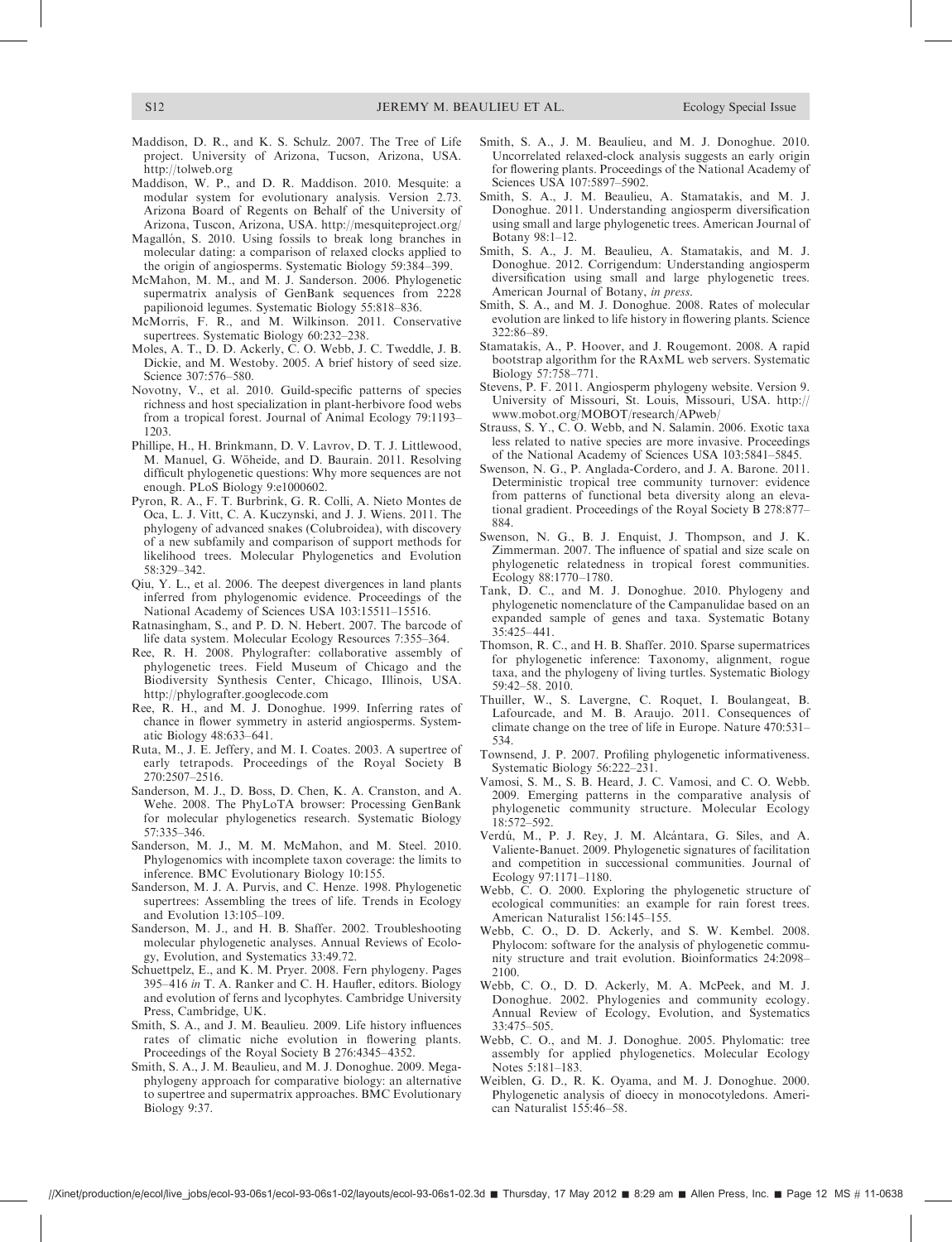Maddison, D. R., and K. S. Schulz. 2007. The Tree of Life project. University of Arizona, Tucson, Arizona, USA. http://tolweb.org

Maddison, W. P., and D. R. Maddison. 2010. Mesquite: a modular system for evolutionary analysis. Version 2.73. Arizona Board of Regents on Behalf of the University of Arizona, Tuscon, Arizona, USA. http://mesquiteproject.org/

Magallón, S. 2010. Using fossils to break long branches in molecular dating: a comparison of relaxed clocks applied to the origin of angiosperms. Systematic Biology 59:384–399.

McMahon, M. M., and M. J. Sanderson. 2006. Phylogenetic supermatrix analysis of GenBank sequences from 2228 papilionoid legumes. Systematic Biology 55:818–836.

McMorris, F. R., and M. Wilkinson. 2011. Conservative supertrees. Systematic Biology 60:232–238.

Moles, A. T., D. D. Ackerly, C. O. Webb, J. C. Tweddle, J. B. Dickie, and M. Westoby. 2005. A brief history of seed size. Science 307:576–580.

Novotny, V., et al. 2010. Guild-specific patterns of species richness and host specialization in plant-herbivore food webs from a tropical forest. Journal of Animal Ecology 79:1193–1203.

Phillipe, H., H. Brinkmann, D. V. Lavrov, D. T. J. Littlewood, M. Manuel, G. Wöheide, and D. Baurain. 2011. Resolving difficult phylogenetic questions: Why more sequences are not enough. PLoS Biology 9:e1000602.

Pyron, R. A., F. T. Burbrink, G. R. Colli, A. Nieto Montes de Oca, L. J. Vitt, C. A. Kuczynski, and J. J. Wiens. 2011. The phylogeny of advanced snakes (Colubroidea), with discovery of a new subfamily and comparison of support methods for likelihood trees. Molecular Phylogenetics and Evolution 58:329–342.

Qiu, Y. L., et al. 2006. The deepest divergences in land plants inferred from phylogenomic evidence. Proceedings of the National Academy of Sciences USA 103:15511–15516.

Ratnasingham, S., and P. D. N. Hebert. 2007. The barcode of life data system. Molecular Ecology Resources 7:355–364.

Ree, R. H. 2008. Phylografter: collaborative assembly of phylogenetic trees. Field Museum of Chicago and the Biodiversity Synthesis Center, Chicago, Illinois, USA. http://phylografter.googlecode.com

Ree, R. H., and M. J. Donoghue. 1999. Inferring rates of chance in flower symmetry in asterid angiosperms. Systematic Biology 48:633–641.

Ruta, M., J. E. Jeffery, and M. I. Coates. 2003. A supertree of early tetrapods. Proceedings of the Royal Society B 270:2507–2516.

Sanderson, M. J., D. Boss, D. Chen, K. A. Cranston, and A. Wehe. 2008. The PhyLoTA browser: Processing GenBank for molecular phylogenetics research. Systematic Biology 57:335–346.

Sanderson, M. J., M. M. McMahon, and M. Steel. 2010. Phylogenomics with incomplete taxon coverage: the limits to inference. BMC Evolutionary Biology 10:155.

Sanderson, M. J. A. Purvis, and C. Henze. 1998. Phylogenetic supertrees: Assembling the trees of life. Trends in Ecology and Evolution 13:105–109.

Sanderson, M. J., and H. B. Shaffer. 2002. Troubleshooting molecular phylogenetic analyses. Annual Reviews of Ecology, Evolution, and Systematics 33:49.72.

Schuettpelz, E., and K. M. Pryer. 2008. Fern phylogeny. Pages 395–416 *in* T. A. Ranker and C. H. Haufler, editors. Biology and evolution of ferns and lycophytes. Cambridge University Press, Cambridge, UK.

Smith, S. A., and J. M. Beaulieu. 2009. Life history influences rates of climatic niche evolution in flowering plants. Proceedings of the Royal Society B 276:4345–4352.

Smith, S. A., J. M. Beaulieu, and M. J. Donoghue. 2009. Mega-phylogeny approach for comparative biology: an alternative to supertree and supermatrix approaches. BMC Evolutionary Biology 9:37.

Smith, S. A., J. M. Beaulieu, and M. J. Donoghue. 2010. Uncorrelated relaxed-clock analysis suggests an early origin for flowering plants. Proceedings of the National Academy of Sciences USA 107:5897–5902.

Smith, S. A., J. M. Beaulieu, A. Stamatakis, and M. J. Donoghue. 2011. Understanding angiosperm diversification using small and large phylogenetic trees. American Journal of Botany 98:1–12.

Smith, S. A., J. M. Beaulieu, A. Stamatakis, and M. J. Donoghue. 2012. Corrigendum: Understanding angiosperm diversification using small and large phylogenetic trees. American Journal of Botany, *in press.*

Smith, S. A., and M. J. Donoghue. 2008. Rates of molecular evolution are linked to life history in flowering plants. Science 322:86–89.

Stamatakis, A., P. Hoover, and J. Rougemont. 2008. A rapid bootstrap algorithm for the RAxML web servers. Systematic Biology 57:758–771.

Stevens, P. F. 2011. Angiosperm phylogeny website. Version 9. University of Missouri, St. Louis, Missouri, USA. http://www.mobot.org/MOBOT/research/APweb/

Strauss, S. Y., C. O. Webb, and N. Salamin. 2006. Exotic taxa less related to native species are more invasive. Proceedings of the National Academy of Sciences USA 103:5841–5845.

Swenson, N. G., P. Anglada-Cordero, and J. A. Barone. 2011. Deterministic tropical tree community turnover: evidence from patterns of functional beta diversity along an elevational gradient. Proceedings of the Royal Society B 278:877–884.

Swenson, N. G., B. J. Enquist, J. Thompson, and J. K. Zimmerman. 2007. The influence of spatial and size scale on phylogenetic relatedness in tropical forest communities. Ecology 88:1770–1780.

Tank, D. C., and M. J. Donoghue. 2010. Phylogeny and phylogenetic nomenclature of the Campanulidae based on an expanded sample of genes and taxa. Systematic Botany 35:425–441.

Thomson, R. C., and H. B. Shaffer. 2010. Sparse supermatrices for phylogenetic inference: Taxonomy, alignment, rogue taxa, and the phylogeny of living turtles. Systematic Biology 59:42–58. 2010.

Thuiller, W., S. Lavergne, C. Roquet, I. Boulangeat, B. Lafourcade, and M. B. Araujo. 2011. Consequences of climate change on the tree of life in Europe. Nature 470:531–534.

Townsend, J. P. 2007. Profiling phylogenetic informativeness. Systematic Biology 56:222–231.

Vamosi, S. M., S. B. Heard, J. C. Vamosi, and C. O. Webb. 2009. Emerging patterns in the comparative analysis of phylogenetic community structure. Molecular Ecology 18:572–592.

Verdú, M., P. J. Rey, J. M. Alcántara, G. Siles, and A. Valiente-Banuet. 2009. Phylogenetic signatures of facilitation and competition in successional communities. Journal of Ecology 97:1171–1180.

Webb, C. O. 2000. Exploring the phylogenetic structure of ecological communities: an example for rain forest trees. American Naturalist 156:145–155.

Webb, C. O., D. D. Ackerly, and S. W. Kembel. 2008. Phylocom: software for the analysis of phylogenetic community structure and trait evolution. Bioinformatics 24:2098–2100.

Webb, C. O., D. D. Ackerly, M. A. McPeek, and M. J. Donoghue. 2002. Phylogenies and community ecology. Annual Review of Ecology, Evolution, and Systematics 33:475–505.

Webb, C. O., and M. J. Donoghue. 2005. Phylomatic: tree assembly for applied phylogenetics. Molecular Ecology Notes 5:181–183.

Weiblen, G. D., R. K. Oyama, and M. J. Donoghue. 2000. Phylogenetic analysis of dioecy in monocotyledons. American Naturalist 155:46–58.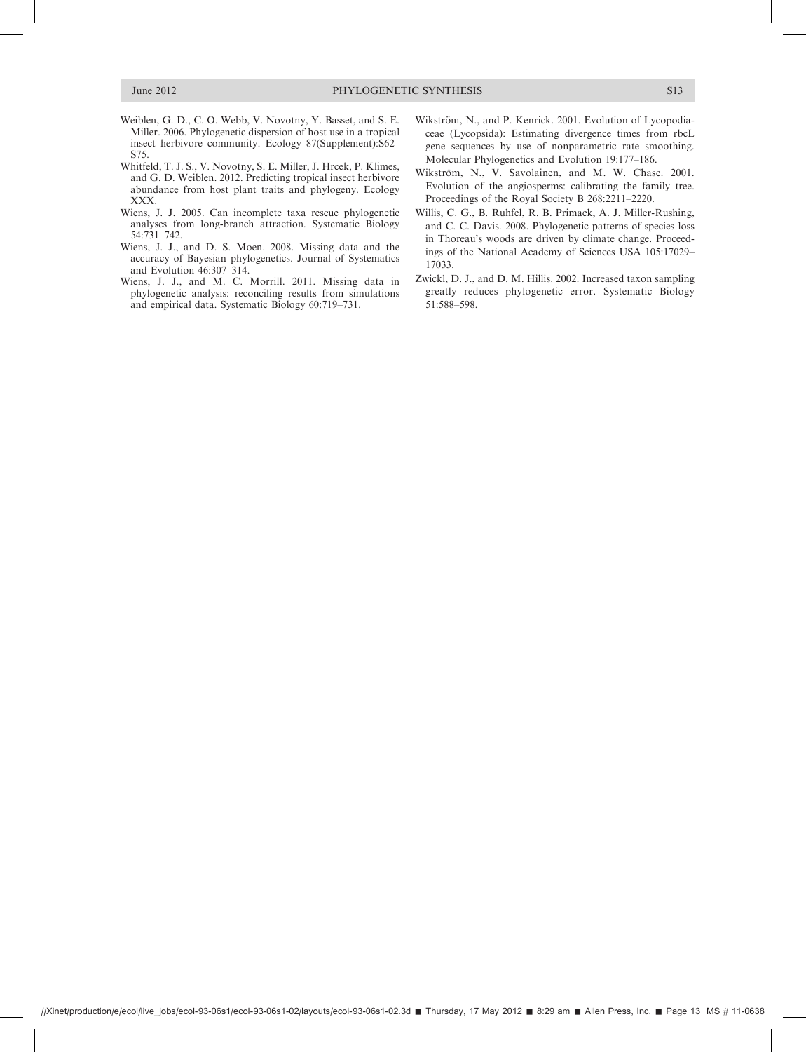Weiblen, G. D., C. O. Webb, V. Novotny, Y. Basset, and S. E. Miller. 2006. Phylogenetic dispersion of host use in a tropical insect herbivore community. Ecology 87(Supplement):S62–S75.

Whitfeld, T. J. S., V. Novotny, S. E. Miller, J. Hrcek, P. Klimes, and G. D. Weiblen. 2012. Predicting tropical insect herbivore abundance from host plant traits and phylogeny. Ecology XXX.

Wiens, J. J. 2005. Can incomplete taxa rescue phylogenetic analyses from long-branch attraction. Systematic Biology 54:731–742.

Wiens, J. J., and D. S. Moen. 2008. Missing data and the accuracy of Bayesian phylogenetics. Journal of Systematics and Evolution 46:307–314.

Wiens, J. J., and M. C. Morrill. 2011. Missing data in phylogenetic analysis: reconciling results from simulations and empirical data. Systematic Biology 60:719–731.

Wikström, N., and P. Kenrick. 2001. Evolution of Lycopodiaceae (Lycopsida): Estimating divergence times from rbcL gene sequences by use of nonparametric rate smoothing. Molecular Phylogenetics and Evolution 19:177–186.

Wikström, N., V. Savolainen, and M. W. Chase. 2001. Evolution of the angiosperms: calibrating the family tree. Proceedings of the Royal Society B 268:2211–2220.

Willis, C. G., B. Ruhfel, R. B. Primack, A. J. Miller-Rushing, and C. C. Davis. 2008. Phylogenetic patterns of species loss in Thoreau's woods are driven by climate change. Proceedings of the National Academy of Sciences USA 105:17029–17033.

Zwickl, D. J., and D. M. Hillis. 2002. Increased taxon sampling greatly reduces phylogenetic error. Systematic Biology 51:588–598.